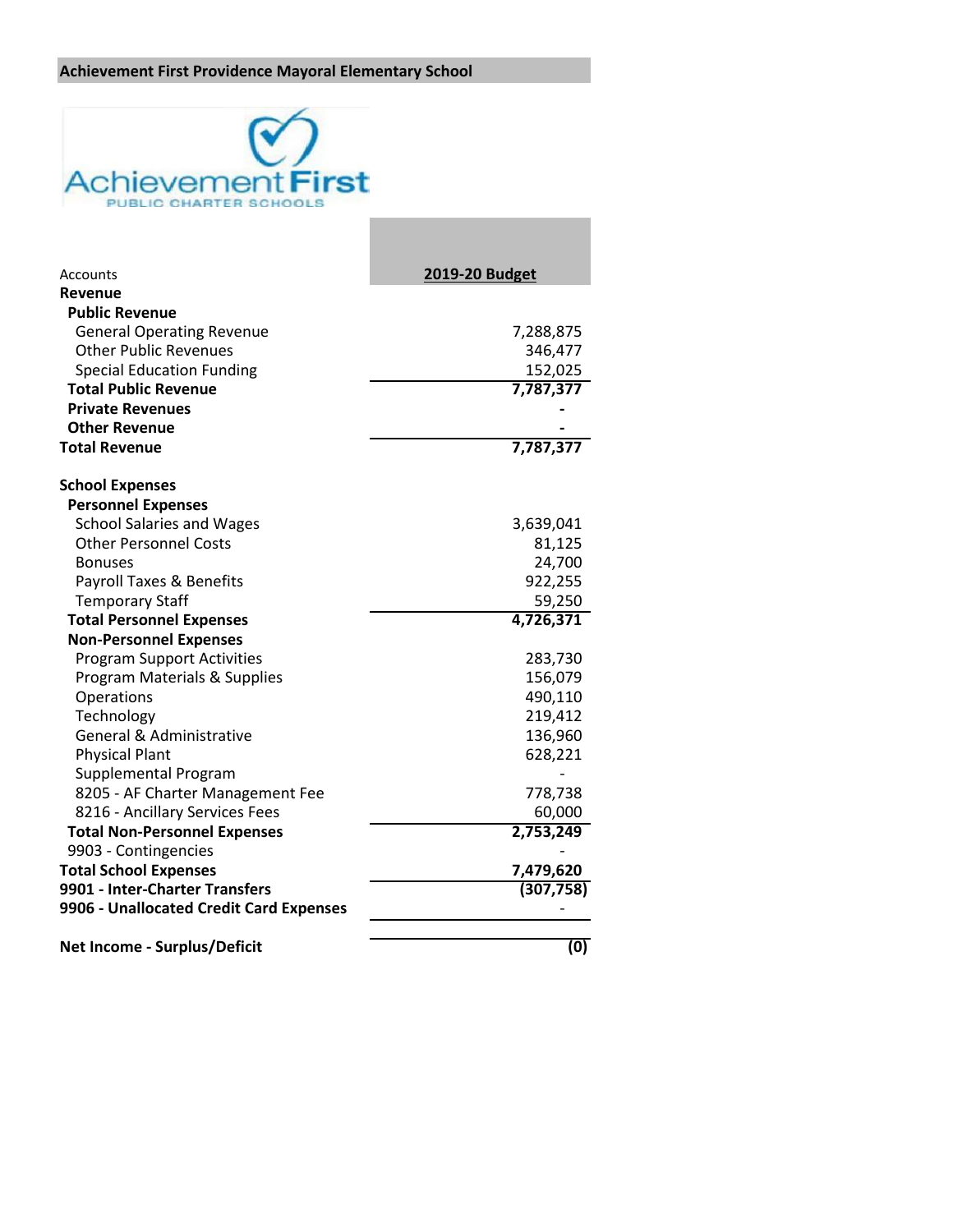**Achievement First Providence Mayoral Elementary School**

| Accounts | 2019-20 Budget |
|---|---|
| **Revenue** | |
| **Public Revenue** | |
| General Operating Revenue | 7,288,875 |
| Other Public Revenues | 346,477 |
| Special Education Funding | 152,025 |
| **Total Public Revenue** | **7,787,377** |
| **Private Revenues** | **-** |
| **Other Revenue** | **-** |
| **Total Revenue** | **7,787,377** |
| | |
| **School Expenses** | |
| **Personnel Expenses** | |
| School Salaries and Wages | 3,639,041 |
| Other Personnel Costs | 81,125 |
| Bonuses | 24,700 |
| Payroll Taxes & Benefits | 922,255 |
| Temporary Staff | 59,250 |
| **Total Personnel Expenses** | **4,726,371** |
| **Non-Personnel Expenses** | |
| Program Support Activities | 283,730 |
| Program Materials & Supplies | 156,079 |
| Operations | 490,110 |
| Technology | 219,412 |
| General & Administrative | 136,960 |
| Physical Plant | 628,221 |
| Supplemental Program | - |
| 8205 - AF Charter Management Fee | 778,738 |
| 8216 - Ancillary Services Fees | 60,000 |
| **Total Non-Personnel Expenses** | **2,753,249** |
| 9903 - Contingencies | - |
| **Total School Expenses** | **7,479,620** |
| **9901 - Inter-Charter Transfers** | **(307,758)** |
| **9906 - Unallocated Credit Card Expenses** | - |
| | |
| **Net Income - Surplus/Deficit** | **(0)** |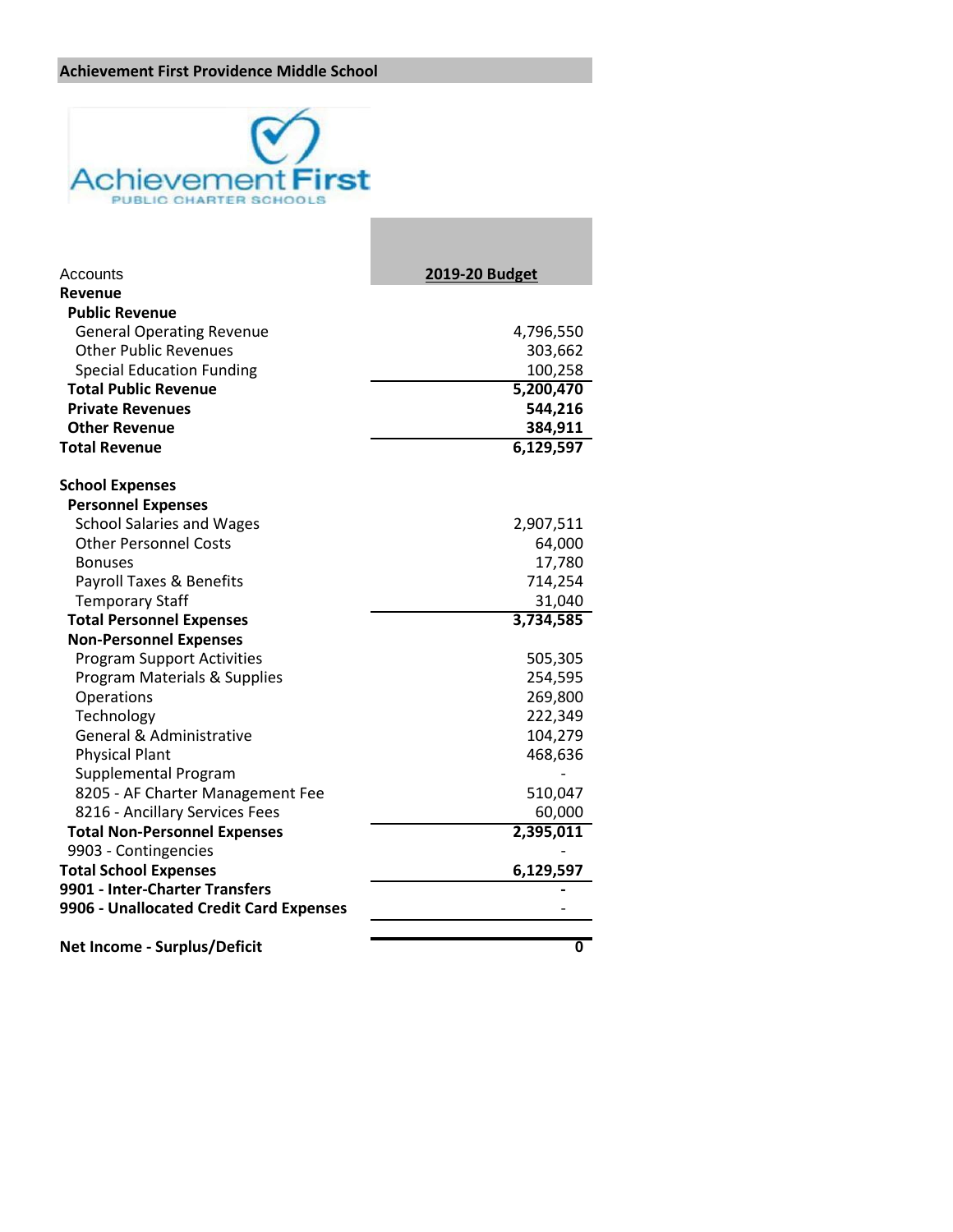## Achievement First Providence Middle School

| Accounts | 2019-20 Budget |
|---|---|
| **Revenue** | |
| **Public Revenue** | |
| General Operating Revenue | 4,796,550 |
| Other Public Revenues | 303,662 |
| Special Education Funding | 100,258 |
| **Total Public Revenue** | **5,200,470** |
| **Private Revenues** | **544,216** |
| **Other Revenue** | **384,911** |
| **Total Revenue** | **6,129,597** |
| | |
| **School Expenses** | |
| **Personnel Expenses** | |
| School Salaries and Wages | 2,907,511 |
| Other Personnel Costs | 64,000 |
| Bonuses | 17,780 |
| Payroll Taxes & Benefits | 714,254 |
| Temporary Staff | 31,040 |
| **Total Personnel Expenses** | **3,734,585** |
| **Non-Personnel Expenses** | |
| Program Support Activities | 505,305 |
| Program Materials & Supplies | 254,595 |
| Operations | 269,800 |
| Technology | 222,349 |
| General & Administrative | 104,279 |
| Physical Plant | 468,636 |
| Supplemental Program | - |
| 8205 - AF Charter Management Fee | 510,047 |
| 8216 - Ancillary Services Fees | 60,000 |
| **Total Non-Personnel Expenses** | **2,395,011** |
| 9903 - Contingencies | - |
| **Total School Expenses** | **6,129,597** |
| **9901 - Inter-Charter Transfers** | **-** |
| **9906 - Unallocated Credit Card Expenses** | - |
| | |
| **Net Income - Surplus/Deficit** | **0** |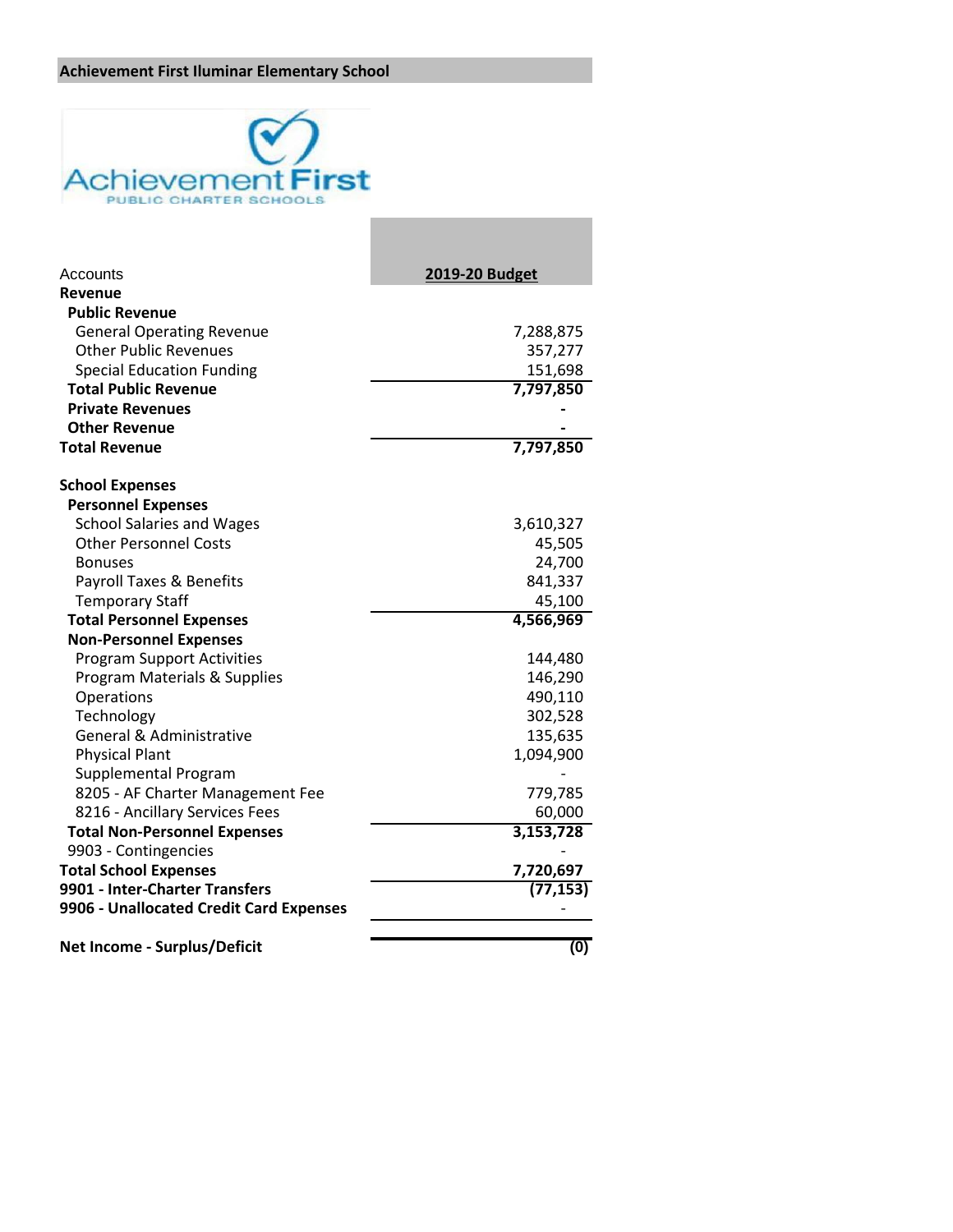**Achievement First Iluminar Elementary School**

Achievement First
PUBLIC CHARTER SCHOOLS

| Accounts | 2019-20 Budget |
|---|---|
| **Revenue** | |
| **Public Revenue** | |
| General Operating Revenue | 7,288,875 |
| Other Public Revenues | 357,277 |
| Special Education Funding | 151,698 |
| **Total Public Revenue** | **7,797,850** |
| **Private Revenues** | **-** |
| **Other Revenue** | **-** |
| **Total Revenue** | **7,797,850** |
| | |
| **School Expenses** | |
| **Personnel Expenses** | |
| School Salaries and Wages | 3,610,327 |
| Other Personnel Costs | 45,505 |
| Bonuses | 24,700 |
| Payroll Taxes & Benefits | 841,337 |
| Temporary Staff | 45,100 |
| **Total Personnel Expenses** | **4,566,969** |
| **Non-Personnel Expenses** | |
| Program Support Activities | 144,480 |
| Program Materials & Supplies | 146,290 |
| Operations | 490,110 |
| Technology | 302,528 |
| General & Administrative | 135,635 |
| Physical Plant | 1,094,900 |
| Supplemental Program | - |
| 8205 - AF Charter Management Fee | 779,785 |
| 8216 - Ancillary Services Fees | 60,000 |
| **Total Non-Personnel Expenses** | **3,153,728** |
| 9903 - Contingencies | - |
| **Total School Expenses** | **7,720,697** |
| **9901 - Inter-Charter Transfers** | **(77,153)** |
| **9906 - Unallocated Credit Card Expenses** | - |
| | |
| **Net Income - Surplus/Deficit** | **(0)** |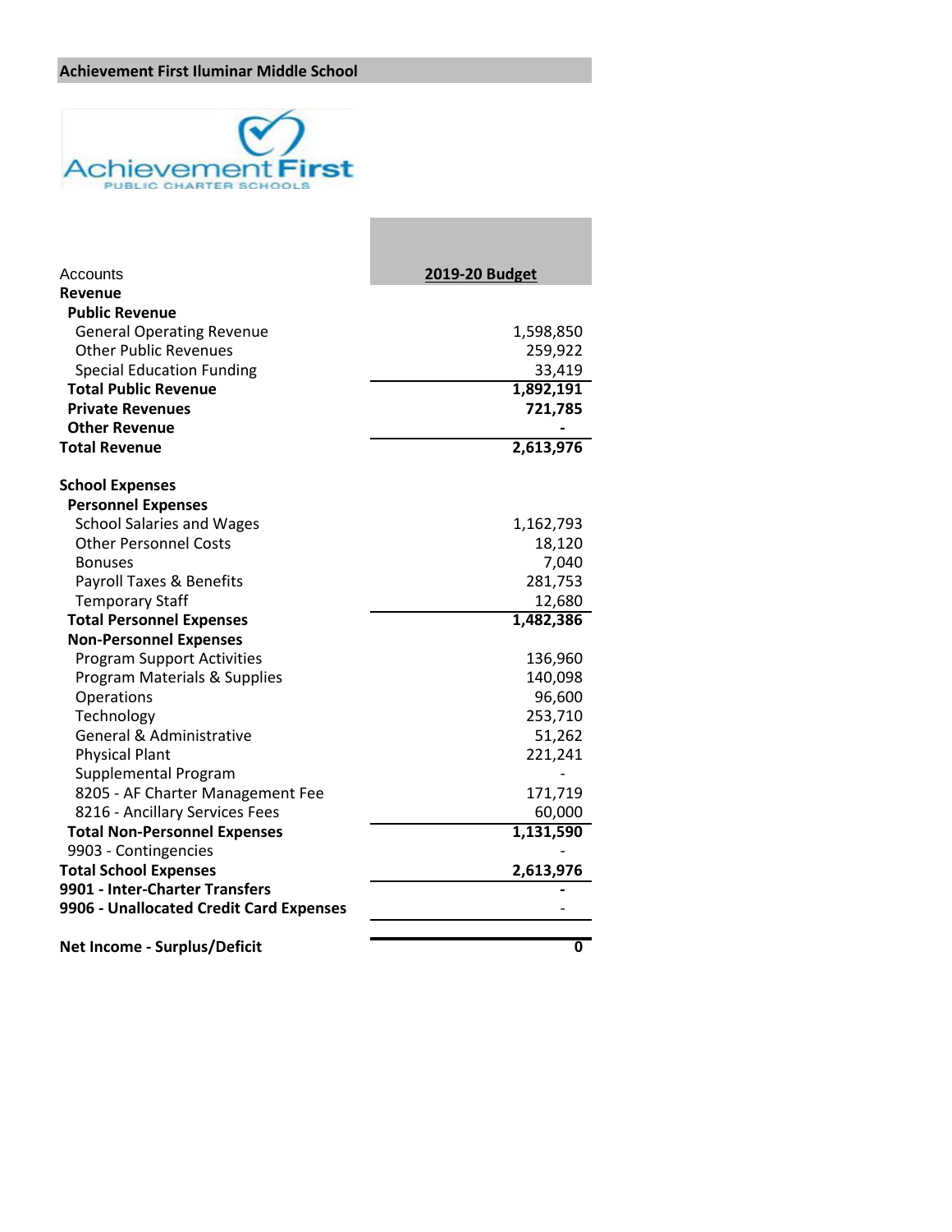## Achievement First Iluminar Middle School

Achievement First
PUBLIC CHARTER SCHOOLS

| Accounts | 2019-20 Budget |
| --- | ---: |
| **Revenue** | |
| **Public Revenue** | |
| General Operating Revenue | 1,598,850 |
| Other Public Revenues | 259,922 |
| Special Education Funding | 33,419 |
| **Total Public Revenue** | **1,892,191** |
| **Private Revenues** | **721,785** |
| **Other Revenue** | **-** |
| **Total Revenue** | **2,613,976** |
| | |
| **School Expenses** | |
| **Personnel Expenses** | |
| School Salaries and Wages | 1,162,793 |
| Other Personnel Costs | 18,120 |
| Bonuses | 7,040 |
| Payroll Taxes & Benefits | 281,753 |
| Temporary Staff | 12,680 |
| **Total Personnel Expenses** | **1,482,386** |
| **Non-Personnel Expenses** | |
| Program Support Activities | 136,960 |
| Program Materials & Supplies | 140,098 |
| Operations | 96,600 |
| Technology | 253,710 |
| General & Administrative | 51,262 |
| Physical Plant | 221,241 |
| Supplemental Program | - |
| 8205 - AF Charter Management Fee | 171,719 |
| 8216 - Ancillary Services Fees | 60,000 |
| **Total Non-Personnel Expenses** | **1,131,590** |
| 9903 - Contingencies | - |
| **Total School Expenses** | **2,613,976** |
| **9901 - Inter-Charter Transfers** | **-** |
| **9906 - Unallocated Credit Card Expenses** | - |
| | |
| **Net Income - Surplus/Deficit** | **0** |